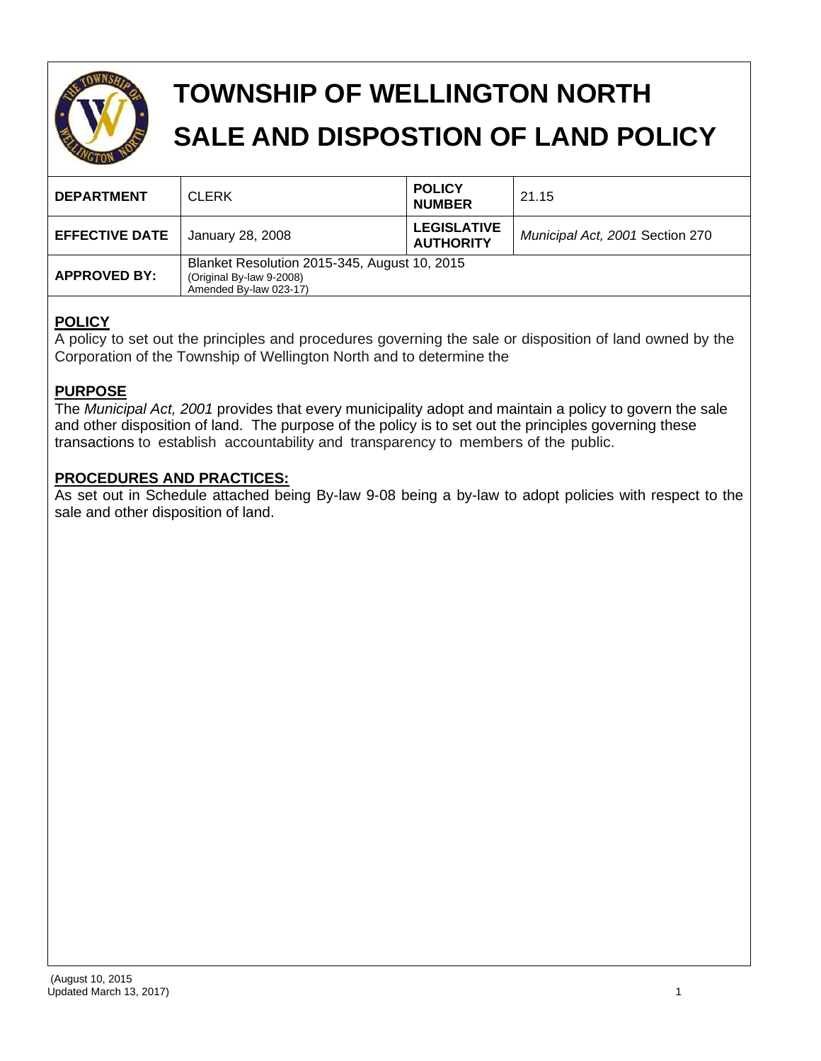# TOWNSHIP OF WELLINGTON NORTH

# SALE AND DISPOSTION OF LAND POLICY

| **DEPARTMENT** | CLERK | **POLICY NUMBER** | 21.15 |
|---|---|---|---|
| **EFFECTIVE DATE** | January 28, 2008 | **LEGISLATIVE AUTHORITY** | *Municipal Act, 2001* Section 270 |
| **APPROVED BY:** | Blanket Resolution 2015-345, August 10, 2015 (Original By-law 9-2008) Amended By-law 023-17) | | |

## POLICY

A policy to set out the principles and procedures governing the sale or disposition of land owned by the Corporation of the Township of Wellington North and to determine the

## PURPOSE

The *Municipal Act, 2001* provides that every municipality adopt and maintain a policy to govern the sale and other disposition of land. The purpose of the policy is to set out the principles governing these transactions to establish accountability and transparency to members of the public.

## PROCEDURES AND PRACTICES:

As set out in Schedule attached being By-law 9-08 being a by-law to adopt policies with respect to the sale and other disposition of land.

(August 10, 2015
Updated March 13, 2017)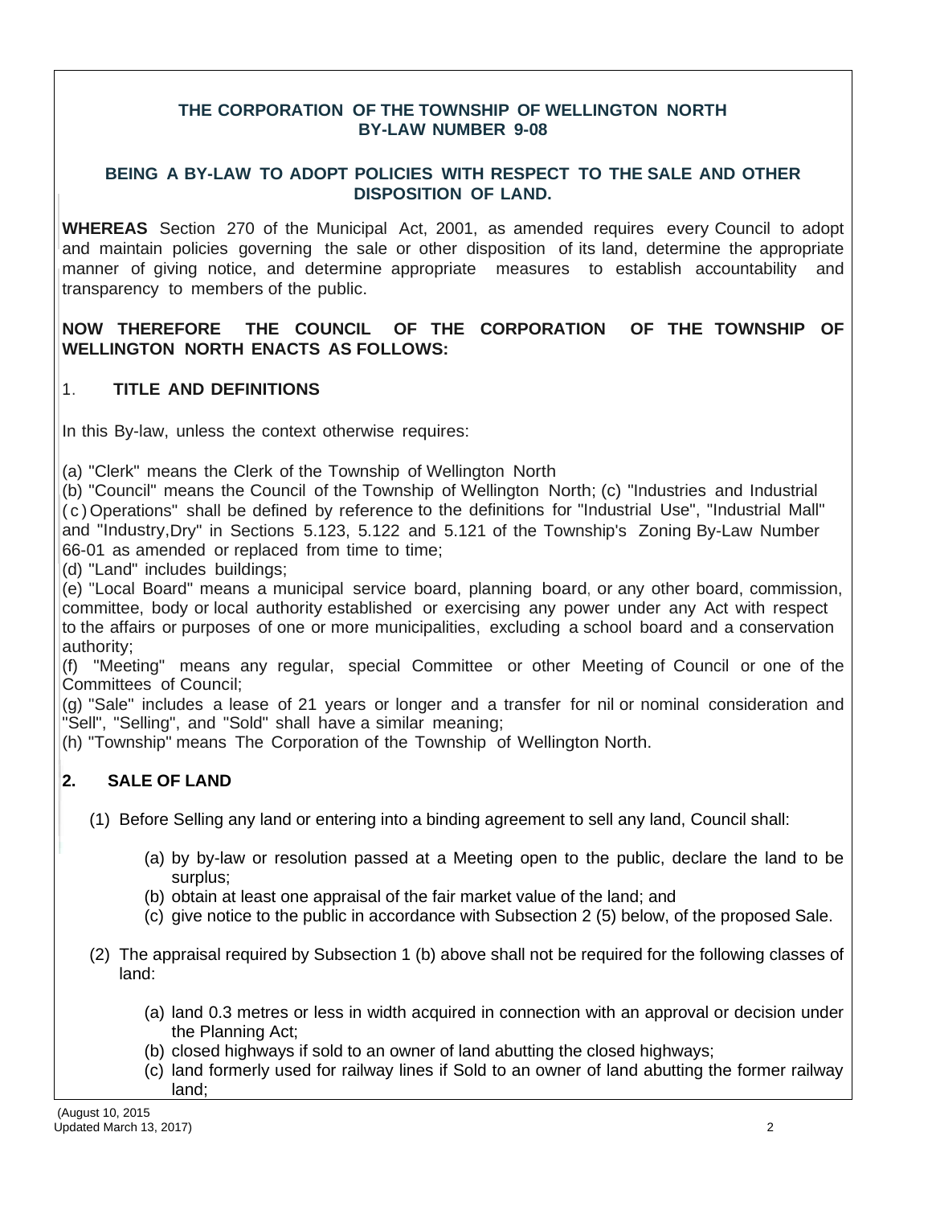**THE CORPORATION OF THE TOWNSHIP OF WELLINGTON NORTH**
**BY-LAW NUMBER 9-08**

**BEING A BY-LAW TO ADOPT POLICIES WITH RESPECT TO THE SALE AND OTHER DISPOSITION OF LAND.**

**WHEREAS** Section 270 of the Municipal Act, 2001, as amended requires every Council to adopt and maintain policies governing the sale or other disposition of its land, determine the appropriate manner of giving notice, and determine appropriate measures to establish accountability and transparency to members of the public.

**NOW THEREFORE THE COUNCIL OF THE CORPORATION OF THE TOWNSHIP OF WELLINGTON NORTH ENACTS AS FOLLOWS:**

## 1. TITLE AND DEFINITIONS

In this By-law, unless the context otherwise requires:

(a) "Clerk" means the Clerk of the Township of Wellington North
(b) "Council" means the Council of the Township of Wellington North; (c) "Industries and Industrial (c) Operations" shall be defined by reference to the definitions for "Industrial Use", "Industrial Mall" and "Industry,Dry" in Sections 5.123, 5.122 and 5.121 of the Township's Zoning By-Law Number 66-01 as amended or replaced from time to time;
(d) "Land" includes buildings;
(e) "Local Board" means a municipal service board, planning board, or any other board, commission, committee, body or local authority established or exercising any power under any Act with respect to the affairs or purposes of one or more municipalities, excluding a school board and a conservation authority;
(f) "Meeting" means any regular, special Committee or other Meeting of Council or one of the Committees of Council;
(g) "Sale" includes a lease of 21 years or longer and a transfer for nil or nominal consideration and "Sell", "Selling", and "Sold" shall have a similar meaning;
(h) "Township" means The Corporation of the Township of Wellington North.

## 2. SALE OF LAND

(1) Before Selling any land or entering into a binding agreement to sell any land, Council shall:

(a) by by-law or resolution passed at a Meeting open to the public, declare the land to be surplus;
(b) obtain at least one appraisal of the fair market value of the land; and
(c) give notice to the public in accordance with Subsection 2 (5) below, of the proposed Sale.

(2) The appraisal required by Subsection 1 (b) above shall not be required for the following classes of land:

(a) land 0.3 metres or less in width acquired in connection with an approval or decision under the Planning Act;
(b) closed highways if sold to an owner of land abutting the closed highways;
(c) land formerly used for railway lines if Sold to an owner of land abutting the former railway land;

(August 10, 2015
Updated March 13, 2017)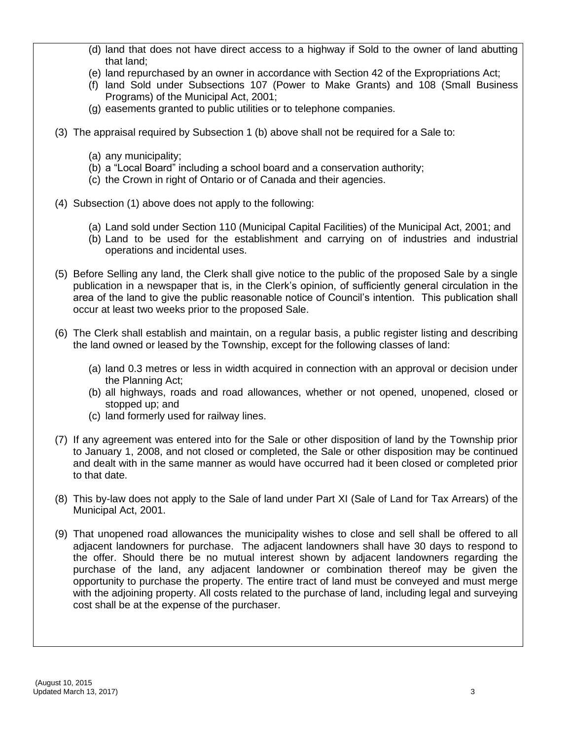(d) land that does not have direct access to a highway if Sold to the owner of land abutting that land;
(e) land repurchased by an owner in accordance with Section 42 of the Expropriations Act;
(f) land Sold under Subsections 107 (Power to Make Grants) and 108 (Small Business Programs) of the Municipal Act, 2001;
(g) easements granted to public utilities or to telephone companies.

(3) The appraisal required by Subsection 1 (b) above shall not be required for a Sale to:

(a) any municipality;
(b) a "Local Board" including a school board and a conservation authority;
(c) the Crown in right of Ontario or of Canada and their agencies.

(4) Subsection (1) above does not apply to the following:

(a) Land sold under Section 110 (Municipal Capital Facilities) of the Municipal Act, 2001; and
(b) Land to be used for the establishment and carrying on of industries and industrial operations and incidental uses.

(5) Before Selling any land, the Clerk shall give notice to the public of the proposed Sale by a single publication in a newspaper that is, in the Clerk's opinion, of sufficiently general circulation in the area of the land to give the public reasonable notice of Council's intention. This publication shall occur at least two weeks prior to the proposed Sale.

(6) The Clerk shall establish and maintain, on a regular basis, a public register listing and describing the land owned or leased by the Township, except for the following classes of land:

(a) land 0.3 metres or less in width acquired in connection with an approval or decision under the Planning Act;
(b) all highways, roads and road allowances, whether or not opened, unopened, closed or stopped up; and
(c) land formerly used for railway lines.

(7) If any agreement was entered into for the Sale or other disposition of land by the Township prior to January 1, 2008, and not closed or completed, the Sale or other disposition may be continued and dealt with in the same manner as would have occurred had it been closed or completed prior to that date.

(8) This by-law does not apply to the Sale of land under Part XI (Sale of Land for Tax Arrears) of the Municipal Act, 2001.

(9) That unopened road allowances the municipality wishes to close and sell shall be offered to all adjacent landowners for purchase. The adjacent landowners shall have 30 days to respond to the offer. Should there be no mutual interest shown by adjacent landowners regarding the purchase of the land, any adjacent landowner or combination thereof may be given the opportunity to purchase the property. The entire tract of land must be conveyed and must merge with the adjoining property. All costs related to the purchase of land, including legal and surveying cost shall be at the expense of the purchaser.

(August 10, 2015
Updated March 13, 2017)